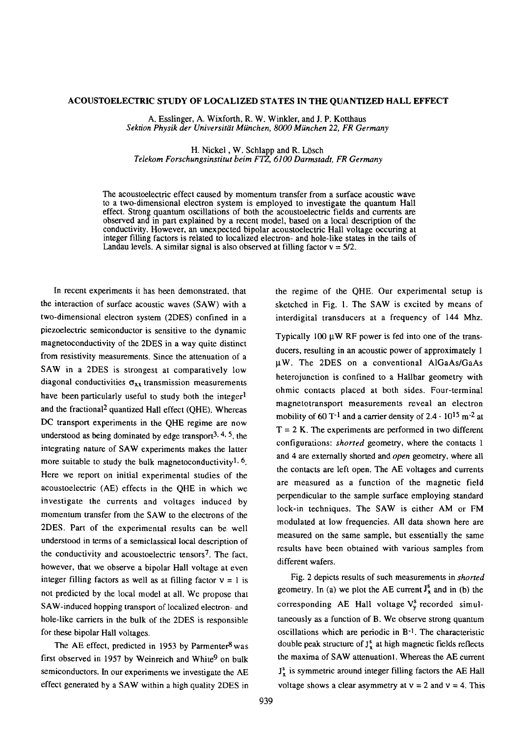# ACOUSTOELECTRIC STUDY OF LOCALIZED STATES IN THE QUANTIZED HALL EFFECT

A. Esslinger, A. Wixforth, R. W. Winkler, and J. P. Kotthaus
*Sektion Physik der Universität München, 8000 München 22, FR Germany*

H. Nickel , W. Schlapp and R. Lösch
*Telekom Forschungsinstitut beim FTZ, 6100 Darmstadt, FR Germany*

The acoustoelectric effect caused by momentum transfer from a surface acoustic wave to a two-dimensional electron system is employed to investigate the quantum Hall effect. Strong quantum oscillations of both the acoustoelectric fields and currents are observed and in part explained by a recent model, based on a local description of the conductivity. However, an unexpected bipolar acoustoelectric Hall voltage occuring at integer filling factors is related to localized electron- and hole-like states in the tails of Landau levels. A similar signal is also observed at filling factor $\nu = 5/2$.

In recent experiments it has been demonstrated, that the interaction of surface acoustic waves (SAW) with a two-dimensional electron system (2DES) confined in a piezoelectric semiconductor is sensitive to the dynamic magnetoconductivity of the 2DES in a way quite distinct from resistivity measurements. Since the attenuation of a SAW in a 2DES is strongest at comparatively low diagonal conductivities $\sigma_{xx}$ transmission measurements have been particularly useful to study both the integer[1] and the fractional[2] quantized Hall effect (QHE). Whereas DC transport experiments in the QHE regime are now understood as being dominated by edge transport[3, 4, 5], the integrating nature of SAW experiments makes the latter more suitable to study the bulk magnetoconductivity[1, 6]. Here we report on initial experimental studies of the acoustoelectric (AE) effects in the QHE in which we investigate the currents and voltages induced by momentum transfer from the SAW to the electrons of the 2DES. Part of the experimental results can be well understood in terms of a semiclassical local description of the conductivity and acoustoelectric tensors[7]. The fact, however, that we observe a bipolar Hall voltage at even integer filling factors as well as at filling factor $\nu = 1$ is not predicted by the local model at all. We propose that SAW-induced hopping transport of localized electron- and hole-like carriers in the bulk of the 2DES is responsible for these bipolar Hall voltages.

The AE effect, predicted in 1953 by Parmenter[8] was first observed in 1957 by Weinreich and White[9] on bulk semiconductors. In our experiments we investigate the AE effect generated by a SAW within a high quality 2DES in the regime of the QHE. Our experimental setup is sketched in Fig. 1. The SAW is excited by means of interdigital transducers at a frequency of 144 Mhz.

Typically 100 μW RF power is fed into one of the transducers, resulting in an acoustic power of approximately 1 μW. The 2DES on a conventional AlGaAs/GaAs heterojunction is confined to a Hallbar geometry with ohmic contacts placed at both sides. Four-terminal magnetotransport measurements reveal an electron mobility of 60 $T^{-1}$ and a carrier density of $2.4 \cdot 10^{15}$ $m^{-2}$ at T = 2 K. The experiments are performed in two different configurations: *shorted* geometry, where the contacts 1 and 4 are externally shorted and *open* geometry, where all the contacts are left open. The AE voltages and currents are measured as a function of the magnetic field perpendicular to the sample surface employing standard lock-in techniques. The SAW is either AM or FM modulated at low frequencies. All data shown here are measured on the same sample, but essentially the same results have been obtained with various samples from different wafers.

Fig. 2 depicts results of such measurements in *shorted* geometry. In (a) we plot the AE current $J_x^s$ and in (b) the corresponding AE Hall voltage $V_y^s$ recorded simultaneously as a function of B. We observe strong quantum oscillations which are periodic in $B^{-1}$. The characteristic double peak structure of $J_x^s$ at high magnetic fields reflects the maxima of SAW attenuation1. Whereas the AE current $J_x^s$ is symmetric around integer filling factors the AE Hall voltage shows a clear asymmetry at $\nu = 2$ and $\nu = 4$. This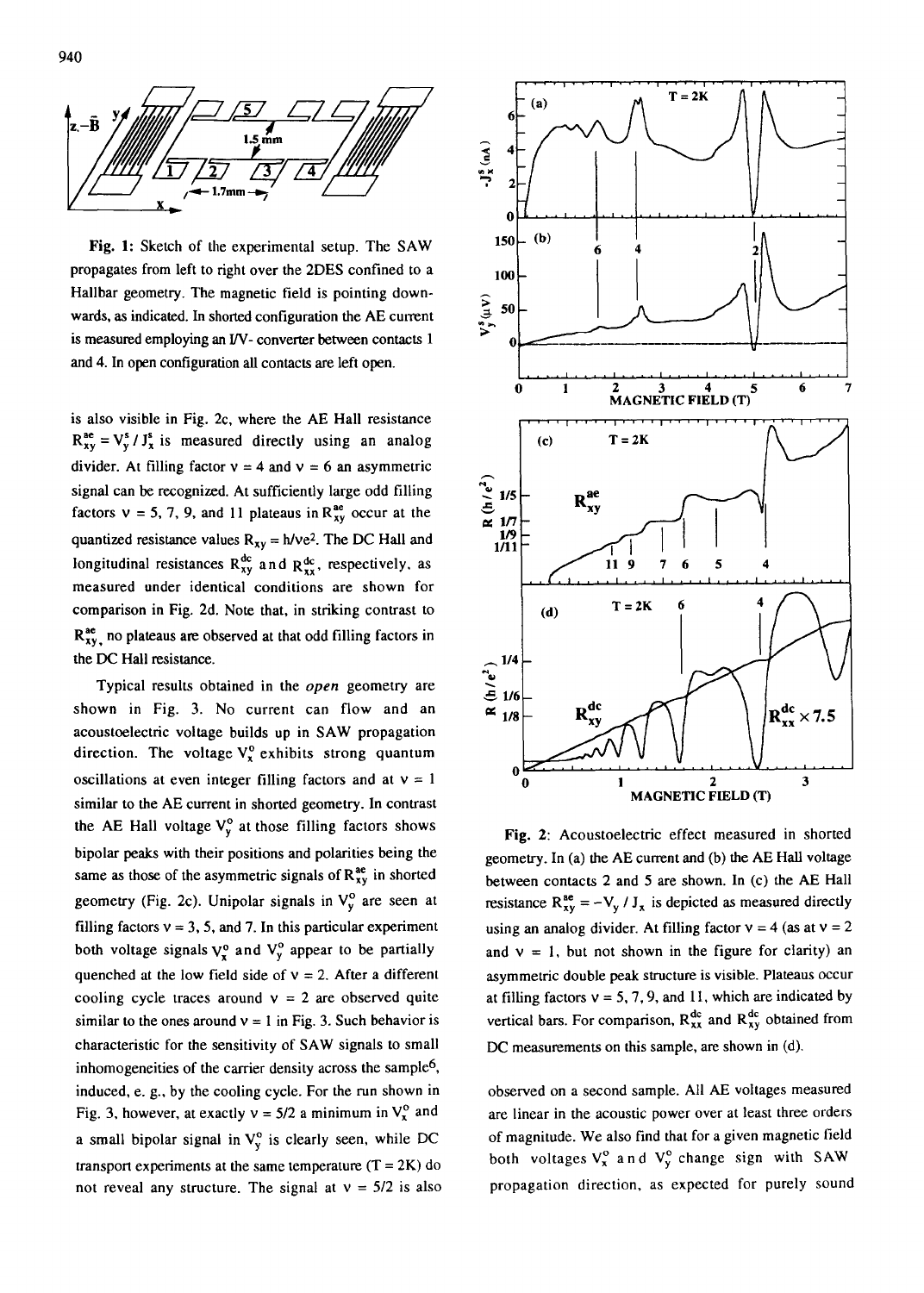Fig. 1: Sketch of the experimental setup. The SAW propagates from left to right over the 2DES confined to a Hallbar geometry. The magnetic field is pointing downwards, as indicated. In shorted configuration the AE current is measured employing an I/V- converter between contacts 1 and 4. In open configuration all contacts are left open.

is also visible in Fig. 2c, where the AE Hall resistance $R_{xy}^{ae} = V_y^s / J_x^s$ is measured directly using an analog divider. At filling factor $\nu = 4$ and $\nu = 6$ an asymmetric signal can be recognized. At sufficiently large odd filling factors $\nu = 5$, 7, 9, and 11 plateaus in $R_{xy}^{ae}$ occur at the quantized resistance values $R_{xy} = h/\nu e^2$. The DC Hall and longitudinal resistances $R_{xy}^{dc}$ and $R_{xx}^{dc}$, respectively, as measured under identical conditions are shown for comparison in Fig. 2d. Note that, in striking contrast to $R_{xy}^{ae}$, no plateaus are observed at that odd filling factors in the DC Hall resistance.

Typical results obtained in the *open* geometry are shown in Fig. 3. No current can flow and an acoustoelectric voltage builds up in SAW propagation direction. The voltage $V_x^o$ exhibits strong quantum oscillations at even integer filling factors and at $\nu = 1$ similar to the AE current in shorted geometry. In contrast the AE Hall voltage $V_y^o$ at those filling factors shows bipolar peaks with their positions and polarities being the same as those of the asymmetric signals of $R_{xy}^{ae}$ in shorted geometry (Fig. 2c). Unipolar signals in $V_y^o$ are seen at filling factors $\nu = 3$, 5, and 7. In this particular experiment both voltage signals $V_x^o$ and $V_y^o$ appear to be partially quenched at the low field side of $\nu = 2$. After a different cooling cycle traces around $\nu = 2$ are observed quite similar to the ones around $\nu = 1$ in Fig. 3. Such behavior is characteristic for the sensitivity of SAW signals to small inhomogeneities of the carrier density across the sample[6], induced, e. g., by the cooling cycle. For the run shown in Fig. 3, however, at exactly $\nu = 5/2$ a minimum in $V_x^o$ and a small bipolar signal in $V_y^o$ is clearly seen, while DC transport experiments at the same temperature (T = 2K) do not reveal any structure. The signal at $\nu = 5/2$ is also observed on a second sample. All AE voltages measured are linear in the acoustic power over at least three orders of magnitude. We also find that for a given magnetic field both voltages $V_x^o$ and $V_y^o$ change sign with SAW propagation direction, as expected for purely sound

Fig. 2: Acoustoelectric effect measured in shorted geometry. In (a) the AE current and (b) the AE Hall voltage between contacts 2 and 5 are shown. In (c) the AE Hall resistance $R_{xy}^{ae} = -V_y / J_x$ is depicted as measured directly using an analog divider. At filling factor $\nu = 4$ (as at $\nu = 2$ and $\nu = 1$, but not shown in the figure for clarity) an asymmetric double peak structure is visible. Plateaus occur at filling factors $\nu = 5$, 7, 9, and 11, which are indicated by vertical bars. For comparison, $R_{xx}^{dc}$ and $R_{xy}^{dc}$ obtained from DC measurements on this sample, are shown in (d).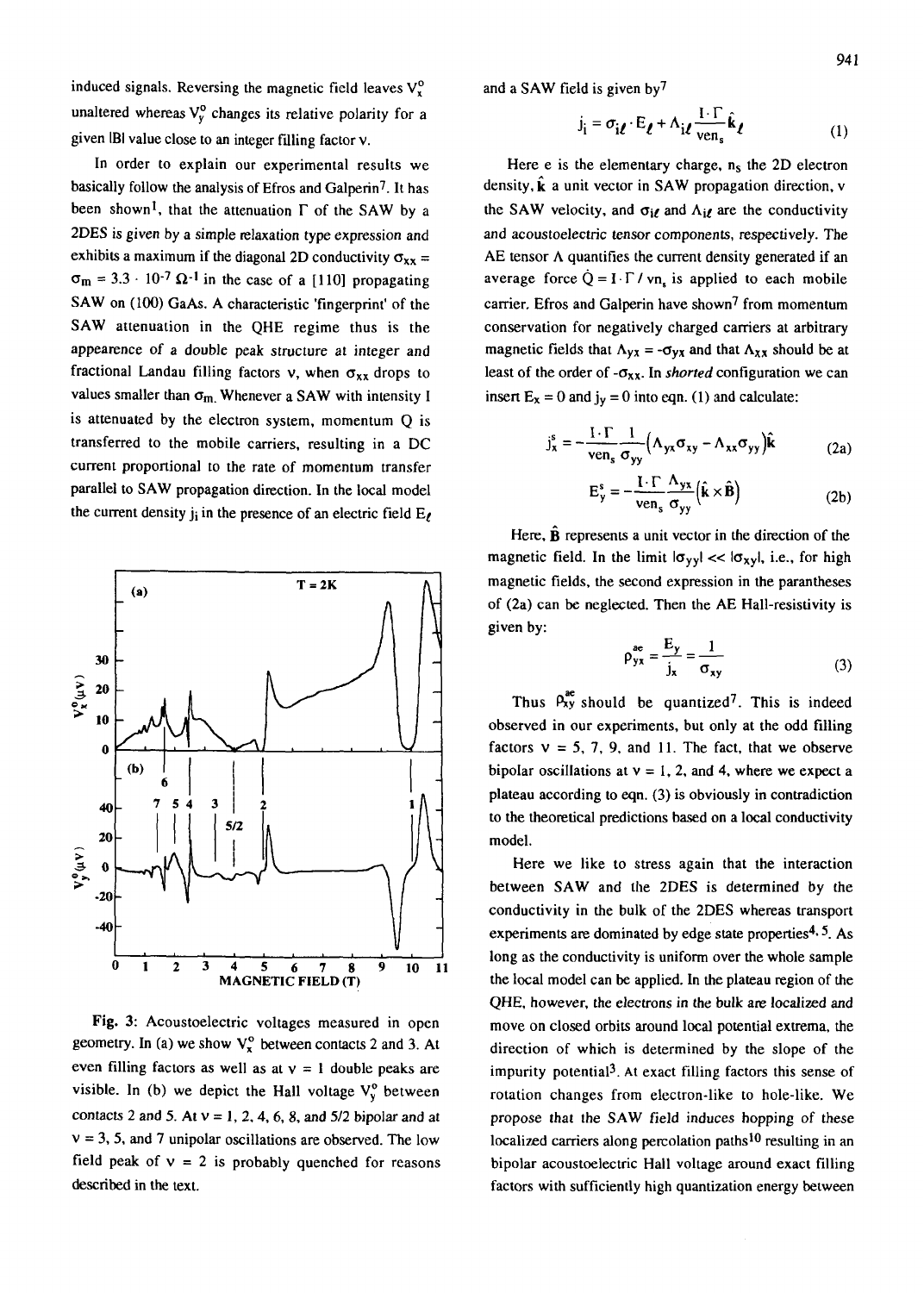induced signals. Reversing the magnetic field leaves $V_x^o$ unaltered whereas $V_y^o$ changes its relative polarity for a given |B| value close to an integer filling factor ν.

In order to explain our experimental results we basically follow the analysis of Efros and Galperin[7]. It has been shown[1], that the attenuation Γ of the SAW by a 2DES is given by a simple relaxation type expression and exhibits a maximum if the diagonal 2D conductivity $\sigma_{xx} = \sigma_m = 3.3 \cdot 10^{-7}\ \Omega^{-1}$ in the case of a [110] propagating SAW on (100) GaAs. A characteristic 'fingerprint' of the SAW attenuation in the QHE regime thus is the appearence of a double peak structure at integer and fractional Landau filling factors ν, when $\sigma_{xx}$ drops to values smaller than $\sigma_m$. Whenever a SAW with intensity I is attenuated by the electron system, momentum Q is transferred to the mobile carriers, resulting in a DC current proportional to the rate of momentum transfer parallel to SAW propagation direction. In the local model the current density $j_i$ in the presence of an electric field $E_\ell$

Fig. 3: Acoustoelectric voltages measured in open geometry. In (a) we show $V_x^o$ between contacts 2 and 3. At even filling factors as well as at ν = 1 double peaks are visible. In (b) we depict the Hall voltage $V_y^o$ between contacts 2 and 5. At ν = 1, 2, 4, 6, 8, and 5/2 bipolar and at ν = 3, 5, and 7 unipolar oscillations are observed. The low field peak of ν = 2 is probably quenched for reasons described in the text.

and a SAW field is given by[7]

$$j_i = \sigma_{i\ell} \cdot E_\ell + \Lambda_{i\ell} \frac{I \cdot \Gamma}{v e n_s} \hat{k}_\ell \tag{1}$$

Here e is the elementary charge, $n_s$ the 2D electron density, $\hat{k}$ a unit vector in SAW propagation direction, v the SAW velocity, and $\sigma_{i\ell}$ and $\Lambda_{i\ell}$ are the conductivity and acoustoelectric tensor components, respectively. The AE tensor Λ quantifies the current density generated if an average force $\dot{Q} = I \cdot \Gamma / v n_s$ is applied to each mobile carrier. Efros and Galperin have shown[7] from momentum conservation for negatively charged carriers at arbitrary magnetic fields that $\Lambda_{yx} = -\sigma_{yx}$ and that $\Lambda_{xx}$ should be at least of the order of $-\sigma_{xx}$. In *shorted* configuration we can insert $E_x = 0$ and $j_y = 0$ into eqn. (1) and calculate:

$$j_x^s = -\frac{I \cdot \Gamma}{v e n_s} \frac{1}{\sigma_{yy}} \left( \Lambda_{yx}\sigma_{xy} - \Lambda_{xx}\sigma_{yy} \right) \hat{k} \tag{2a}$$

$$E_y^s = -\frac{I \cdot \Gamma}{v e n_s} \frac{\Lambda_{yx}}{\sigma_{yy}} \left( \hat{k} \times \hat{B} \right) \tag{2b}$$

Here, $\hat{B}$ represents a unit vector in the direction of the magnetic field. In the limit $|\sigma_{yy}| << |\sigma_{xy}|$, i.e., for high magnetic fields, the second expression in the parantheses of (2a) can be neglected. Then the AE Hall-resistivity is given by:

$$\rho_{yx}^{ae} = \frac{E_y}{j_x} = \frac{1}{\sigma_{xy}} \tag{3}$$

Thus $\rho_{xy}^{ae}$ should be quantized[7]. This is indeed observed in our experiments, but only at the odd filling factors ν = 5, 7, 9, and 11. The fact, that we observe bipolar oscillations at ν = 1, 2, and 4, where we expect a plateau according to eqn. (3) is obviously in contradiction to the theoretical predictions based on a local conductivity model.

Here we like to stress again that the interaction between SAW and the 2DES is determined by the conductivity in the bulk of the 2DES whereas transport experiments are dominated by edge state properties[4,5]. As long as the conductivity is uniform over the whole sample the local model can be applied. In the plateau region of the QHE, however, the electrons in the bulk are localized and move on closed orbits around local potential extrema, the direction of which is determined by the slope of the impurity potential[3]. At exact filling factors this sense of rotation changes from electron-like to hole-like. We propose that the SAW field induces hopping of these localized carriers along percolation paths[10] resulting in an bipolar acoustoelectric Hall voltage around exact filling factors with sufficiently high quantization energy between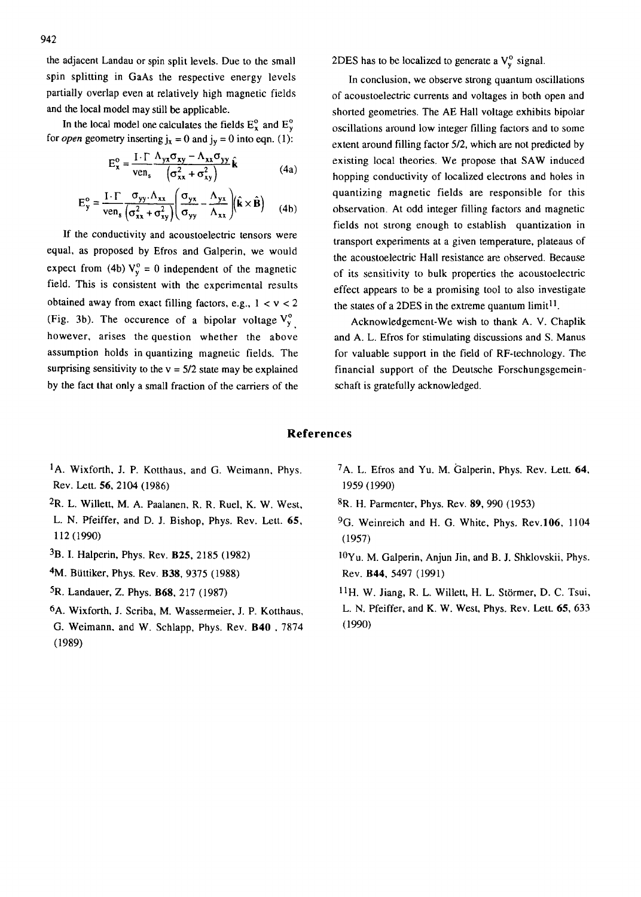the adjacent Landau or spin split levels. Due to the small spin splitting in GaAs the respective energy levels partially overlap even at relatively high magnetic fields and the local model may still be applicable.

In the local model one calculates the fields $E_x^o$ and $E_y^o$ for *open* geometry inserting $j_x = 0$ and $j_y = 0$ into eqn. (1):

$$E_x^o = \frac{I \cdot \Gamma}{ven_s} \frac{\Lambda_{yx}\sigma_{xy} - \Lambda_{xx}\sigma_{yy}}{\left(\sigma_{xx}^2 + \sigma_{xy}^2\right)} \hat{\mathbf{k}} \tag{4a}$$

$$E_y^o = \frac{I \cdot \Gamma}{ven_s} \frac{\sigma_{yy} \cdot \Lambda_{xx}}{\left(\sigma_{xx}^2 + \sigma_{xy}^2\right)} \left(\frac{\sigma_{yx}}{\sigma_{yy}} - \frac{\Lambda_{yx}}{\Lambda_{xx}}\right)\left(\hat{\mathbf{k}} \times \hat{\mathbf{B}}\right) \tag{4b}$$

If the conductivity and acoustoelectric tensors were equal, as proposed by Efros and Galperin, we would expect from (4b) $V_y^o = 0$ independent of the magnetic field. This is consistent with the experimental results obtained away from exact filling factors, e.g., $1 < \nu < 2$ (Fig. 3b). The occurence of a bipolar voltage $V_y^o$, however, arises the question whether the above assumption holds in quantizing magnetic fields. The surprising sensitivity to the $\nu = 5/2$ state may be explained by the fact that only a small fraction of the carriers of the 2DES has to be localized to generate a $V_y^o$ signal.

In conclusion, we observe strong quantum oscillations of acoustoelectric currents and voltages in both open and shorted geometries. The AE Hall voltage exhibits bipolar oscillations around low integer filling factors and to some extent around filling factor 5/2, which are not predicted by existing local theories. We propose that SAW induced hopping conductivity of localized electrons and holes in quantizing magnetic fields are responsible for this observation. At odd integer filling factors and magnetic fields not strong enough to establish quantization in transport experiments at a given temperature, plateaus of the acoustoelectric Hall resistance are observed. Because of its sensitivity to bulk properties the acoustoelectric effect appears to be a promising tool to also investigate the states of a 2DES in the extreme quantum limit[11].

Acknowledgement-We wish to thank A. V. Chaplik and A. L. Efros for stimulating discussions and S. Manus for valuable support in the field of RF-technology. The financial support of the Deutsche Forschungsgemeinschaft is gratefully acknowledged.

## References

[1] A. Wixforth, J. P. Kotthaus, and G. Weimann, Phys. Rev. Lett. **56**, 2104 (1986)

[2] R. L. Willett, M. A. Paalanen, R. R. Ruel, K. W. West, L. N. Pfeiffer, and D. J. Bishop, Phys. Rev. Lett. **65**, 112 (1990)

[3] B. I. Halperin, Phys. Rev. **B25**, 2185 (1982)

[4] M. Büttiker, Phys. Rev. **B38**, 9375 (1988)

[5] R. Landauer, Z. Phys. **B68**, 217 (1987)

[6] A. Wixforth, J. Scriba, M. Wassermeier, J. P. Kotthaus, G. Weimann, and W. Schlapp, Phys. Rev. **B40**, 7874 (1989)

[7] A. L. Efros and Yu. M. Galperin, Phys. Rev. Lett. **64**, 1959 (1990)

[8] R. H. Parmenter, Phys. Rev. **89**, 990 (1953)

[9] G. Weinreich and H. G. White, Phys. Rev. **106**, 1104 (1957)

[10] Yu. M. Galperin, Anjun Jin, and B. J. Shklovskii, Phys. Rev. **B44**, 5497 (1991)

[11] H. W. Jiang, R. L. Willett, H. L. Störmer, D. C. Tsui, L. N. Pfeiffer, and K. W. West, Phys. Rev. Lett. **65**, 633 (1990)